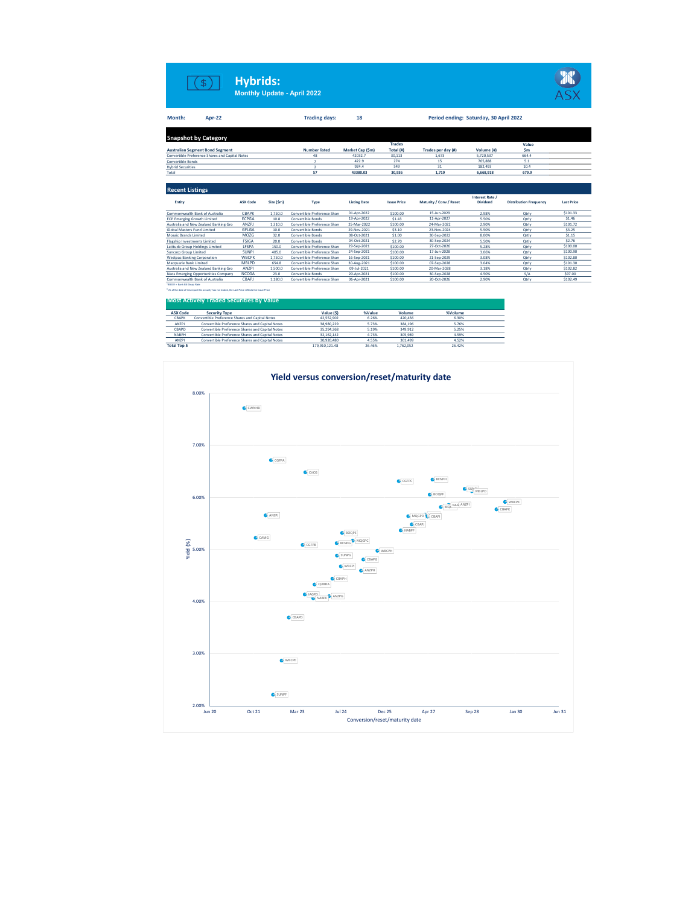# Hybrids:

Monthly Update - April 2022

**Month:** Apr-22  **Trading days:** 18  **Period ending:** Saturday, 30 April 2022

## Snapshot by Category

| Australian Segment Bond Segment | Number listed | Market Cap ($m) | Trades Total (#) | Trades per day (#) | Volume (#) | Value $m |
|---|---|---|---|---|---|---|
| Convertible Preference Shares and Capital Notes | 48 | 42032.7 | 30,113 | 1,673 | 5,720,537 | 664.4 |
| Convertible Bonds | 7 | 422.9 | 274 | 15 | 765,888 | 5.1 |
| Hybrid Securities | 2 | 924.4 | 549 | 31 | 182,493 | 10.4 |
| Total | 57 | 43380.03 | 30,936 | 1,719 | 6,668,918 | 679.9 |

## Recent Listings

| Entity | ASX Code | Size ($m) | Type | Listing Date | Issue Price | Maturity / Conv / Reset | Interest Rate / Dividend | Distribution Frequency | Last Price |
|---|---|---|---|---|---|---|---|---|---|
| Commonwealth Bank of Australia | CBAPK | 1,750.0 | Convertible Preference Shari | 01-Apr-2022 | $100.00 | 15-Jun-2029 | 2.98% | Qtrly | $101.33 |
| ECP Emerging Growth Limited | ECPGA | 10.8 | Convertible Bonds | 19-Apr-2022 | $1.43 | 11-Apr-2027 | 5.50% | Qtrly | $1.46 |
| Australia and New Zealand Banking Gro | ANZPJ | 1,310.0 | Convertible Preference Shari | 25-Mar-2022 | $100.00 | 24-Mar-2022 | 2.90% | Qtrly | $101.72 |
| Global Masters Fund Limited | GFLGA | 10.0 | Convertible Bonds | 29-Nov-2021 | $3.10 | 23-Nov-2024 | 5.50% | Qtrly | $3.25 |
| Mosaic Brands Limited | MOZG | 32.0 | Convertible Bonds | 08-Oct-2021 | $1.00 | 30-Sep-2022 | 8.00% | Qtrly | $1.15 |
| Flagship Investments Limited | FSIGA | 20.0 | Convertible Bonds | 04-Oct-2021 | $2.70 | 30-Sep-2024 | 5.50% | Qtrly | $2.76 |
| Latitude Group Holdings Limited | LFSPA | 150.0 | Convertible Preference Shari | 29-Sep-2021 | $100.00 | 27-Oct-2026 | 5.28% | Qtrly | $100.00 |
| Suncorp Group Limited | SUNPI | 405.0 | Convertible Preference Shari | 24-Sep-2021 | $100.00 | 17-Jun-2028 | 3.06% | Qtrly | $100.90 |
| Westpac Banking Corporation | WBCPK | 1,750.0 | Convertible Preference Shari | 16-Sep-2021 | $100.00 | 21-Sep-2029 | 3.08% | Qtrly | $102.80 |
| Macquarie Bank Limited | MBLPD | 654.8 | Convertible Preference Shari | 30-Aug-2021 | $100.00 | 07-Sep-2028 | 3.04% | Qtrly | $101.30 |
| Australia and New Zealand Banking Gro | ANZPI | 1,500.0 | Convertible Preference Shari | 09-Jul-2021 | $100.00 | 20-Mar-2028 | 3.18% | Qtrly | $102.82 |
| Naos Emerging Opportunities Company | NCCGA | 23.0 | Convertible Bonds | 20-Apr-2021 | $100.00 | 30-Sep-2028 | 4.50% | S/A | $97.00 |
| Commonwealth Bank of Australia | CBAPJ | 1,180.0 | Convertible Preference Shari | 06-Apr-2021 | $100.00 | 20-Oct-2026 | 2.90% | Qtrly | $102.49 |

*BBSW = Bank Bill Swap Rate

* As of the date of this report this security has not traded, the Last Price reflects the Issue Price

## Most Actively Traded Securities by Value

| ASX Code | Security Type | Value ($) | %Value | Volume | %Volume |
|---|---|---|---|---|---|
| CBAPK | Convertible Preference Shares and Capital Notes | 42,552,902 | 6.26% | 420,456 | 6.30% |
| ANZPJ | Convertible Preference Shares and Capital Notes | 38,980,229 | 5.73% | 384,196 | 5.76% |
| CBAPD | Convertible Preference Shares and Capital Notes | 35,294,368 | 5.19% | 349,912 | 5.25% |
| NABPH | Convertible Preference Shares and Capital Notes | 32,162,142 | 4.73% | 305,989 | 4.59% |
| ANZPI | Convertible Preference Shares and Capital Notes | 30,920,480 | 4.55% | 301,499 | 4.52% |
| **Total Top 5** | | 179,910,121.48 | 26.46% | 1,762,052 | 26.42% |

## Yield versus conversion/reset/maturity date

| ASX Code | Approx. Date | Yield (%) |
|---|---|---|
| CWNHB | Oct 21 | 7.75% |
| CGFPA | Jul 22 | 6.75% |
| CVCG | Oct 22 | 6.50% |
| CGFPC | Mar 26 | 6.30% |
| BENPH | Jun 26 | 6.35% |
| SUNPH | Oct 28 | 6.18% |
| MBLPD | Sep 28 | 6.12% |
| BOQPF | Nov 26 | 6.05% |
| WBCPK | Sep 29 | 5.95% |
| CBAPK | Jun 29 | 5.80% |
| MQGPE | Jun 27 | 5.80% |
| NABPE | Sep 27 | 5.80% |
| ANZPI | Mar 28 | 5.85% |
| ANZPI | Jul 22 | 5.65% |
| MQGPD | Sep 26 | 5.60% |
| CBAPJ | Oct 26 | 5.50% |
| NABPF | Aug 26 | 5.40% |
| BOQPE | Jan 25 | 5.30% |
| CAMG | Mar 22 | 5.20% |
| MQGPC | Feb 25 | 5.12% |
| BENPG | Sep 24 | 5.10% |
| CGFPB | Nov 23 | 5.10% |
| WBCPH | Sep 25 | 4.95% |
| SUNPG | Sep 24 | 4.85% |
| CBAPG | Mar 25 | 4.80% |
| WBCPI | Nov 24 | 4.70% |
| ANZPH | Mar 25 | 4.65% |
| CBAPH | Jun 24 | 4.50% |
| QUBHA | Dec 23 | 4.35% |
| IAGPD | Sep 23 | 4.15% |
| NABPE | Oct 23 | 4.10% |
| ANZPG | Mar 24 | 4.15% |
| CBAPD | Jan 23 | 3.70% |
| WBCPE | Jan 23 | 2.85% |
| SUNPF | Nov 22 | 2.20% |

Yield (%) vs. Conversion/reset/maturity date (axis: Jun 20 to Jun 31; 2.00% to 8.00%)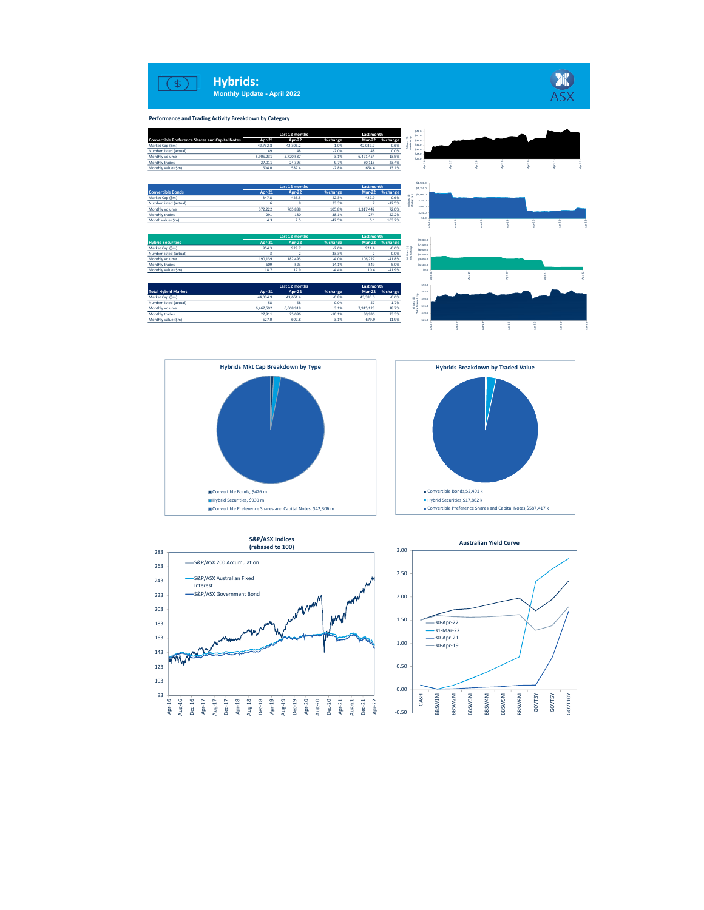# Hybrids:

**Monthly Update - April 2022**

**Performance and Trading Activity Breakdown by Category**

| Convertible Preference Shares and Capital Notes | Last 12 months Apr-21 | Apr-22 | % change | Last month Mar-22 | % change |
|---|---|---|---|---|---|
| Market Cap ($m) | 42,732.8 | 42,306.2 | -1.0% | 42,032.7 | -0.6% |
| Number listed (actual) | 49 | 48 | -2.0% | 48 | 0.0% |
| Monthly volume | 5,905,231 | 5,720,537 | -3.1% | 6,491,454 | 13.5% |
| Monthly trades | 27,011 | 24,393 | -9.7% | 30,113 | 23.4% |
| Monthly value ($m) | 604.0 | 587.4 | -2.8% | 664.4 | 13.1% |

| Convertible Bonds | Last 12 months Apr-21 | Apr-22 | % change | Last month Mar-22 | % change |
|---|---|---|---|---|---|
| Market Cap ($m) | 347.8 | 425.5 | 22.3% | 422.9 | -0.6% |
| Number listed (actual) | 6 | 8 | 33.3% | 7 | -12.5% |
| Monthly volume | 372,222 | 765,888 | 105.8% | 1,317,442 | 72.0% |
| Monthly trades | 291 | 180 | -38.1% | 274 | 52.2% |
| Month value ($m) | 4.3 | 2.5 | -42.5% | 5.1 | 103.2% |

| Hybrid Securities | Last 12 months Apr-21 | Apr-22 | % change | Last month Mar-22 | % change |
|---|---|---|---|---|---|
| Market Cap ($m) | 954.3 | 929.7 | -2.6% | 924.4 | -0.6% |
| Number listed (actual) | 3 | 2 | -33.3% | 2 | 0.0% |
| Monthly volume | 190,139 | 182,493 | -4.0% | 106,227 | -41.8% |
| Monthly trades | 609 | 523 | -14.1% | 549 | 5.0% |
| Monthly value ($m) | 18.7 | 17.9 | -4.4% | 10.4 | -41.9% |

| Total Hybrid Market | Last 12 months Apr-21 | Apr-22 | % change | Last month Mar-22 | % change |
|---|---|---|---|---|---|
| Market Cap ($m) | 44,034.9 | 43,661.4 | -0.8% | 43,380.0 | -0.6% |
| Number listed (actual) | 58 | 58 | 0.0% | 57 | -1.7% |
| Monthly volume | 6,467,592 | 6,668,918 | 3.1% | 7,915,123 | 18.7% |
| Monthly trades | 27,911 | 25,096 | -10.1% | 30,936 | 23.3% |
| Monthly value ($m) | 627.0 | 607.8 | -3.1% | 679.9 | 11.9% |

**Hybrids Mkt Cap Breakdown by Type**

- Convertible Bonds, $426 m
- Hybrid Securities, $930 m
- Convertible Preference Shares and Capital Notes, $42,306 m

**Hybrids Breakdown by Traded Value**

- Convertible Bonds,$2,491 k
- Hybrid Securities,$17,862 k
- Convertible Preference Shares and Capital Notes,$587,417 k

**S&P/ASX Indices (rebased to 100)**

- S&P/ASX 200 Accumulation
- S&P/ASX Australian Fixed Interest
- S&P/ASX Government Bond

**Australian Yield Curve**

- 30-Apr-22
- 31-Mar-22
- 30-Apr-21
- 30-Apr-19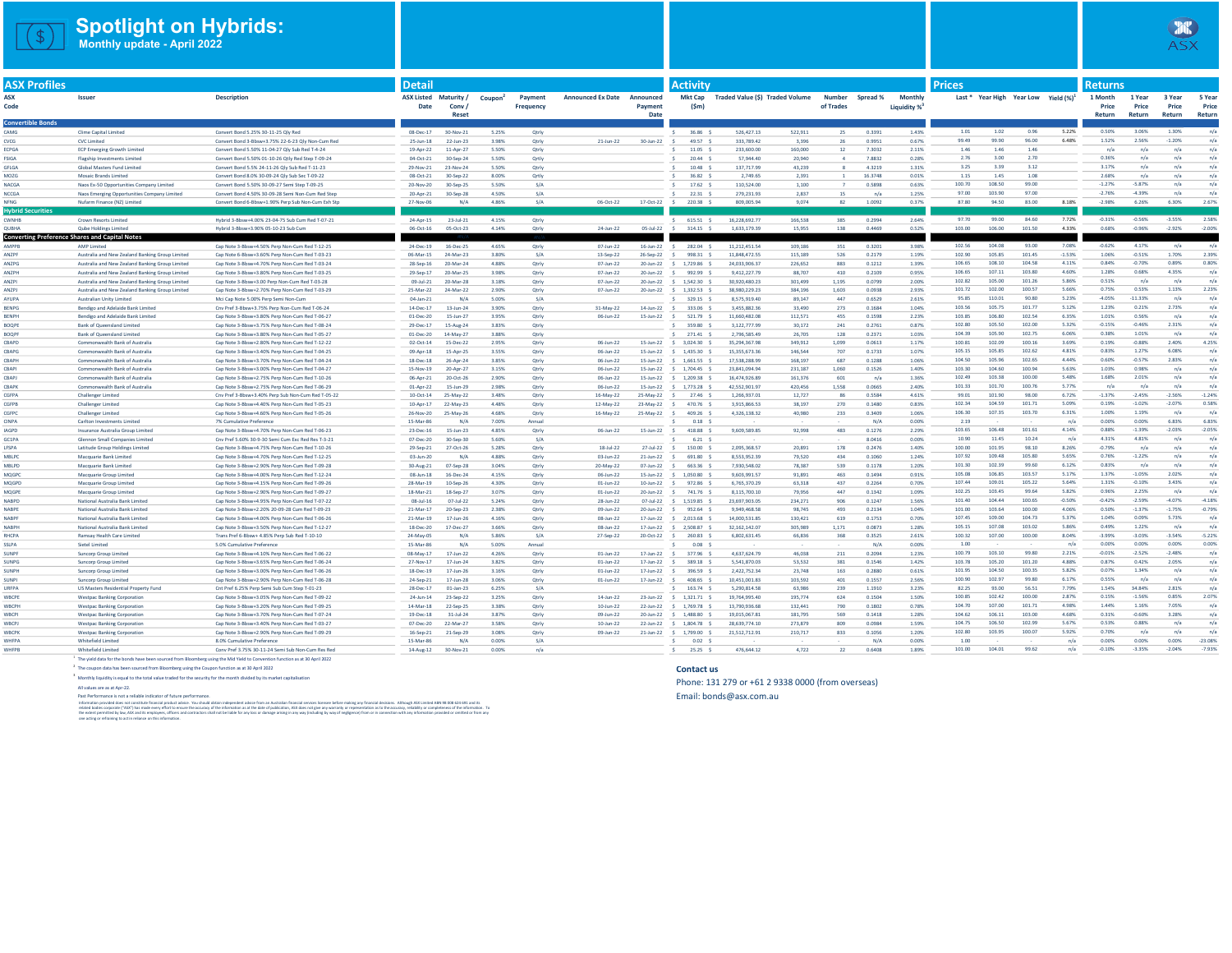# Spotlight on Hybrids:
## Monthly update - April 2022

| ASX Profiles | | | Detail | | | | | | Activity | | | | | | Prices | | | | Returns | | | |
|---|---|---|---|---|---|---|---|---|---|---|---|---|---|---|---|---|---|---|---|---|---|---|
| ASX Code | Issuer | Description | ASX Listed Date | Maturity / Conv / Reset | Coupon[2] | Payment Frequency | Announced Ex Date | Announced Payment Date | Mkt Cap ($m) | Traded Value ($) | Traded Volume | Number of Trades | Spread % | Monthly Liquidity %[3] | Last * | Year High | Year Low | Yield (%)[1] | 1 Month Price Return | 1 Year Price Return | 3 Year Price Return | 5 Year Price Return |
| **Convertible Bonds** | | | | | | | | | | | | | | | | | | | | | | |
| CAMG | Clime Capital Limited | Convert Bond 5.25% 30-11-25 Qly Red | 08-Dec-17 | 30-Nov-21 | 5.25% | Qtrly | | | $ 36.86 | $ 526,427.13 | 522,011 | 25 | 0.3391 | 1.43% | 1.01 | 1.02 | 0.96 | 5.22% | 0.50% | 3.06% | 1.30% | n/a |
| CVCG | CVC Limited | Convert Bond 3-Bbsw+3.75% 22-6-23 Qly Non-Cum Red | 25-Jun-18 | 22-Jun-23 | 3.98% | Qtrly | 21-Jun-22 | 30-Jun-22 | $ 49.57 | $ 333,789.42 | 3,396 | 26 | 0.9951 | 0.67% | 99.49 | 99.90 | 96.00 | 6.48% | 1.52% | 2.56% | -1.20% | n/a |
| ECPGA | ECP Emerging Growth Limited | Convert Bond 5.50% 11-04-27 Qly Sub Red T-4-24 | 19-Apr-22 | 11-Apr-27 | 5.50% | Qtrly | | | $ 13.05 | $ 233,600.00 | 160,000 | 12 | 7.3032 | 2.11% | 1.46 | 1.46 | 1.46 | | n/a | n/a | n/a | n/a |
| FSIGA | Flagship Investments Limited | Convert Bond 5.50% 01-10-26 Qtly Red Step T-09-24 | 04-Oct-21 | 30-Sep-24 | 5.50% | Qtrly | | | $ 20.64 | $ 57,944.40 | 20,940 | 4 | 7.8832 | 0.28% | 2.76 | 3.00 | 2.70 | | 0.36% | n/a | n/a | n/a |
| GFLGA | Global Masters Fund Limited | Convert Bond 5.5% 24-11-26 Qly Sub Red T-11-23 | 29-Nov-21 | 23-Nov-24 | 5.50% | Qtrly | | | $ 10.48 | $ 137,717.99 | 43,239 | 8 | 4.3219 | 1.31% | 3.25 | 3.39 | 3.12 | | 3.17% | n/a | n/a | n/a |
| MOZG | Mosaic Brands Limited | Convert Bond 8.0% 30-09-24 Qly Sub Sec T-09-22 | 08-Oct-21 | 30-Sep-22 | 8.00% | Qtrly | | | $ 36.82 | $ 2,749.65 | 2,391 | 1 | 16.3748 | 0.01% | 1.15 | 1.45 | 1.08 | | 2.68% | n/a | n/a | n/a |
| NACGA | Naos Ex-50 Opportunities Company Limited | Convert Bond 5.50% 30-09-27 Semi Step T-09-25 | 20-Nov-20 | 30-Sep-25 | 5.50% | S/A | | | $ 17.62 | $ 110,524.00 | 1,100 | 7 | 0.5898 | 0.63% | 100.70 | 108.50 | 99.00 | | -1.27% | -5.87% | n/a | n/a |
| NCCGA | Naos Emerging Opportunities Company Limited | Convert Bond 4.50% 30-09-28 Semi Non-Cum Red Step | 20-Apr-21 | 30-Sep-28 | 4.50% | S/A | | | $ 22.31 | $ 279,231.93 | 2,837 | 15 | n/a | 1.25% | 97.00 | 103.90 | 97.00 | | -2.76% | -4.39% | n/a | n/a |
| NFNG | Nufarm Finance (NZ) Limited | Convert Bond 6-Bbsw+1.90% Perp Sub Non-Cum Exh Stp | 27-Nov-06 | N/A | 4.86% | S/A | 06-Oct-22 | 17-Oct-22 | $ 220.38 | $ 809,005.94 | 9,074 | 82 | 1.0092 | 0.37% | 87.80 | 94.50 | 83.00 | 8.18% | -2.98% | 6.26% | 6.30% | 2.67% |
| **Hybrid Securities** | | | | | | | | | | | | | | | | | | | | | | |
| CWNHB | Crown Resorts Limited | Hybrid 3-Bbsw+4.00% 23-04-75 Sub Cum Red T-07-21 | 24-Apr-15 | 23-Jul-21 | 4.15% | Qtrly | | | $ 615.51 | $ 16,228,692.77 | 166,538 | 385 | 0.2994 | 2.64% | 97.70 | 99.00 | 84.60 | 7.72% | -0.31% | -0.56% | -3.55% | 2.58% |
| QUBHA | Qube Holdings Limited | Hybrid 3-Bbsw+3.90% 05-10-23 Sub Cum | 06-Oct-16 | 05-Oct-23 | 4.14% | Qtrly | 24-Jun-22 | 05-Jul-22 | $ 314.15 | $ 1,633,179.39 | 15,955 | 138 | 0.4469 | 0.52% | 103.00 | 106.00 | 101.50 | 4.33% | 0.68% | -0.96% | -2.92% | -2.00% |
| **Converting Preference Shares and Capital Notes** | | | | | | | | | | | | | | | | | | | | | | |
| AMPPB | AMP Limited | Cap Note 3-Bbsw+4.50% Perp Non-Cum Red T-12-25 | 24-Dec-19 | 16-Dec-25 | 4.65% | Qtrly | 07-Jun-22 | 16-Jun-22 | $ 282.04 | $ 11,212,451.54 | 109,186 | 351 | 0.3201 | 3.98% | 102.56 | 104.08 | 93.00 | 7.08% | -0.62% | 4.17% | n/a | n/a |
| ANZPF | Australia and New Zealand Banking Group Limited | Cap Note 6-Bbsw+3.60% Perp Non-Cum Red T-03-23 | 06-Mar-15 | 24-Mar-23 | 3.80% | S/A | 13-Sep-22 | 26-Sep-22 | $ 998.31 | $ 11,848,472.55 | 115,189 | 526 | 0.2179 | 1.19% | 102.90 | 105.85 | 101.45 | -1.53% | 1.06% | -0.51% | 1.70% | 2.39% |
| ANZPG | Australia and New Zealand Banking Group Limited | Cap Note 3-Bbsw+4.70% Perp Non-Cum Red T-03-24 | 28-Sep-16 | 20-Mar-24 | 4.88% | Qtrly | 07-Jun-22 | 20-Jun-22 | $ 1,729.86 | $ 24,033,906.37 | 226,652 | 883 | 0.1212 | 1.39% | 106.65 | 108.10 | 104.58 | 4.11% | 0.84% | -0.70% | 0.89% | 0.80% |
| ANZPH | Australia and New Zealand Banking Group Limited | Cap Note 3-Bbsw+3.80% Perp Non-Cum Red T-03-25 | 29-Sep-17 | 20-Mar-25 | 3.98% | Qtrly | 07-Jun-22 | 20-Jun-22 | $ 992.99 | $ 9,412,227.79 | 88,707 | 410 | 0.2109 | 0.95% | 106.65 | 107.11 | 103.80 | 4.60% | 1.28% | 0.68% | 4.35% | n/a |
| ANZPI | Australia and New Zealand Banking Group Limited | Cap Note 3-Bbsw+3.00 Perp Non-Cum Red T-03-28 | 09-Jul-21 | 20-Mar-28 | 3.18% | Qtrly | 07-Jun-22 | 20-Jun-22 | $ 1,542.30 | $ 30,920,480.23 | 301,499 | 1,195 | 0.0799 | 2.00% | 102.82 | 105.00 | 101.26 | 5.86% | 0.51% | n/a | n/a | n/a |
| ANZPJ | Australia and New Zealand Banking Group Limited | Cap Note 3-Bbsw+2.70% Perp Non-Cum Red T-03-29 | 25-Mar-22 | 24-Mar-22 | 2.90% | Qtrly | 07-Jun-22 | 20-Jun-22 | $ 1,332.53 | $ 38,980,229.23 | 384,196 | 1,603 | 0.0938 | 2.93% | 101.72 | 102.00 | 100.57 | 5.66% | 0.75% | 0.53% | 1.13% | 2.23% |
| AYUPA | Australian Unity Limited | Mci Cap Note 5.00% Perp Semi Non-Cum | 04-Jan-21 | N/A | 5.00% | S/A | | | $ 329.15 | $ 8,575,919.40 | 89,147 | 447 | 0.6529 | 2.61% | 95.85 | 110.01 | 90.80 | 5.23% | -4.05% | -11.33% | n/a | n/a |
| BENPG | Bendigo and Adelaide Bank Limited | Cnv Pref 3-Bbsw+3.75% Perp Non-Cum Red T-06-24 | 14-Dec-17 | 13-Jun-24 | 3.90% | Qtrly | 31-May-22 | 14-Jun-22 | $ 333.06 | $ 3,455,882.36 | 33,490 | 273 | 0.1684 | 1.04% | 103.56 | 105.75 | 101.77 | 5.12% | 1.23% | 0.21% | 2.73% | n/a |
| BENPH | Bendigo and Adelaide Bank Limited | Cap Note 3-Bbsw+3.80% Perp Non-Cum Red T-06-27 | 01-Dec-20 | 15-Jun-27 | 3.95% | Qtrly | 06-Jun-22 | 15-Jun-22 | $ 521.79 | $ 11,660,482.08 | 112,571 | 455 | 0.1598 | 2.23% | 103.85 | 106.80 | 102.54 | 6.35% | 1.01% | 0.56% | n/a | n/a |
| BOQPE | Bank of Queensland Limited | Cap Note 3-Bbsw+3.75% Perp Non-Cum Red T-08-24 | 29-Dec-17 | 15-Aug-24 | 3.83% | Qtrly | | | $ 359.80 | $ 3,122,777.99 | 30,172 | 241 | 0.2761 | 0.87% | 102.80 | 105.50 | 102.00 | 5.32% | -0.15% | -0.46% | 2.31% | n/a |
| BOQPF | Bank of Queensland Limited | Cap Note 3-Bbsw+3.80% Perp Non-Cum Red T-05-27 | 01-Dec-20 | 14-May-27 | 3.88% | Qtrly | | | $ 271.41 | $ 2,796,585.49 | 26,705 | 128 | 0.2371 | 1.03% | 104.39 | 105.90 | 102.75 | 6.06% | 0.38% | 1.01% | n/a | n/a |
| CBAPD | Commonwealth Bank of Australia | Cap Note 3-Bbsw+2.80% Perp Non-Cum Red T-12-22 | 02-Oct-14 | 15-Dec-22 | 2.95% | Qtrly | 06-Jun-22 | 15-Jun-22 | $ 3,024.30 | $ 35,294,367.98 | 349,912 | 1,099 | 0.0613 | 1.17% | 100.81 | 102.09 | 100.16 | 3.69% | 0.19% | -0.88% | 2.40% | 4.25% |
| CBAPG | Commonwealth Bank of Australia | Cap Note 3-Bbsw+3.40% Perp Non-Cum Red T-04-25 | 09-Apr-18 | 15-Apr-25 | 3.55% | Qtrly | 06-Jun-22 | 15-Jun-22 | $ 1,435.30 | $ 15,355,673.36 | 146,544 | 707 | 0.1733 | 1.07% | 105.15 | 105.85 | 102.62 | 4.81% | 0.83% | 1.27% | 6.08% | n/a |
| CBAPH | Commonwealth Bank of Australia | Cap Note 3-Bbsw+3.70% Perp Non-Cum Red T-04-24 | 18-Dec-18 | 26-Apr-24 | 3.85% | Qtrly | 06-Jun-22 | 15-Jun-22 | $ 1,661.55 | $ 17,538,288.99 | 168,197 | 687 | 0.1288 | 1.06% | 104.50 | 105.96 | 102.65 | 4.44% | 0.60% | -0.57% | 2.83% | n/a |
| CBAPI | Commonwealth Bank of Australia | Cap Note 3-Bbsw+3.00% Perp Non-Cum Red T-04-27 | 15-Nov-19 | 20-Apr-27 | 3.15% | Qtrly | 06-Jun-22 | 15-Jun-22 | $ 1,704.45 | $ 23,841,094.94 | 231,187 | 1,060 | 0.1526 | 1.40% | 103.30 | 104.60 | 100.94 | 5.63% | 1.03% | 0.98% | n/a | n/a |
| CBAPJ | Commonwealth Bank of Australia | Cap Note 3-Bbsw+2.75% Perp Non-Cum Red T-10-26 | 06-Apr-21 | 20-Oct-26 | 2.90% | Qtrly | 06-Jun-22 | 15-Jun-22 | $ 1,209.38 | $ 16,474,926.89 | 161,376 | 601 | n/a | 1.36% | 102.49 | 103.38 | 100.00 | 5.48% | 1.68% | 2.01% | n/a | n/a |
| CBAPK | Commonwealth Bank of Australia | Cap Note 3-Bbsw+2.75% Perp Non-Cum Red T-06-29 | 01-Apr-22 | 15-Jun-29 | 2.98% | Qtrly | 06-Jun-22 | 15-Jun-22 | $ 1,773.78 | $ 42,552,901.97 | 420,456 | 1,558 | 0.0665 | 2.40% | 101.33 | 101.70 | 100.76 | 5.77% | n/a | n/a | n/a | n/a |
| CGFPA | Challenger Limited | Cnv Pref 3-Bbsw+3.40% Perp Sub Non-Cum Red T-05-22 | 10-Oct-14 | 25-May-22 | 3.48% | Qtrly | 16-May-22 | 25-May-22 | $ 27.46 | $ 1,266,937.01 | 12,727 | 86 | 0.5584 | 4.61% | 99.01 | 101.90 | 98.00 | 6.72% | -1.37% | -2.45% | -2.56% | -1.24% |
| CGFPB | Challenger Limited | Cap Note 3-Bbsw+4.40% Perp Non-Cum Red T-05-23 | 10-Apr-17 | 22-May-23 | 4.48% | Qtrly | 12-May-22 | 23-May-22 | $ 470.76 | $ 3,915,866.53 | 38,197 | 270 | 0.1480 | 0.83% | 102.34 | 104.59 | 101.71 | 5.09% | 0.19% | -1.02% | -2.07% | 0.58% |
| CGFPC | Challenger Limited | Cap Note 3-Bbsw+4.60% Perp Non-Cum Red T-05-26 | 26-Nov-20 | 25-May-26 | 4.68% | Qtrly | 16-May-22 | 25-May-22 | $ 409.26 | $ 4,326,138.32 | 40,980 | 233 | 0.3409 | 1.06% | 106.30 | 107.35 | 103.70 | 6.31% | 1.00% | 1.19% | n/a | n/a |
| CINPA | Carlton Investments Limited | 7% Cumulative Preference | 15-Mar-86 | N/A | 7.00% | Annual | | | $ 0.18 | $ - | - | - | N/A | 0.00% | 2.19 | - | - | n/a | 0.00% | 0.00% | 6.83% | 6.83% |
| IAGPD | Insurance Australia Group Limited | Cap Note 3-Bbsw+4.70% Perp Non-Cum Red T-06-23 | 23-Dec-16 | 15-Jun-23 | 4.85% | Qtrly | 06-Jun-22 | 15-Jun-22 | $ 428.88 | $ 9,609,589.85 | 92,998 | 483 | 0.1276 | 2.29% | 103.65 | 106.48 | 101.61 | 4.14% | 0.88% | -1.39% | -2.03% | -2.05% |
| GC1PA | Glennon Small Companies Limited | Cnv Pref 5.60% 30-9-30 Semi Cum Exc Red Res T-3-21 | 07-Dec-20 | 30-Sep-30 | 5.60% | S/A | | | $ 6.21 | $ - | - | - | 8.0416 | 0.00% | 10.90 | 11.45 | 10.24 | n/a | 4.31% | 4.81% | n/a | n/a |
| LFSPA | Latitude Group Holdings Limited | Cap Note 3-Bbsw+4.75% Perp Non-Cum Red T-10-26 | 29-Sep-21 | 27-Oct-26 | 5.28% | Qtrly | 18-Jul-22 | 27-Jul-22 | $ 150.00 | $ 2,095,368.57 | 20,891 | 178 | 0.2476 | 1.40% | 100.00 | 101.95 | 98.10 | 8.26% | -0.79% | n/a | n/a | n/a |
| MBLPC | Macquarie Bank Limited | Cap Note 3-Bbsw+4.70% Perp Non-Cum Red T-12-25 | 03-Jun-20 | N/A | 4.88% | Qtrly | 03-Jun-22 | 21-Jun-22 | $ 691.80 | $ 8,553,952.39 | 79,520 | 434 | 0.1060 | 1.24% | 107.92 | 109.48 | 105.80 | 5.65% | 0.76% | -1.22% | n/a | n/a |
| MBLPD | Macquarie Bank Limited | Cap Note 3-Bbsw+2.90% Perp Non-Cum Red T-09-28 | 30-Aug-21 | 07-Sep-28 | 3.04% | Qtrly | 20-May-22 | 07-Jun-22 | $ 663.36 | $ 7,930,548.02 | 78,387 | 539 | 0.1178 | 1.20% | 101.90 | 102.39 | 99.60 | 6.12% | 0.83% | n/a | n/a | n/a |
| MQGPC | Macquarie Group Limited | Cap Note 3-Bbsw+4.00% Perp Non-Cum Red T-12-24 | 08-Jun-18 | 16-Dec-24 | 4.15% | Qtrly | 06-Jun-22 | 15-Jun-22 | $ 1,050.80 | $ 9,603,991.57 | 91,891 | 463 | 0.1494 | 0.91% | 105.08 | 106.85 | 103.57 | 5.17% | 1.37% | -1.05% | 2.02% | n/a |
| MQGPD | Macquarie Group Limited | Cap Note 3-Bbsw+4.15% Perp Non-Cum Red T-09-26 | 28-Mar-19 | 10-Sep-26 | 4.30% | Qtrly | 01-Jun-22 | 10-Jun-22 | $ 972.86 | $ 6,765,370.29 | 63,318 | 437 | 0.2264 | 0.70% | 107.44 | 109.01 | 105.22 | 5.64% | 1.31% | -0.10% | 3.43% | n/a |
| MQGPE | Macquarie Group Limited | Cap Note 3-Bbsw+2.90% Perp Non-Cum Red T-09-27 | 18-Mar-21 | 18-Sep-27 | 3.07% | Qtrly | 01-Jun-22 | 20-Jun-22 | $ 741.76 | $ 8,115,700.10 | 79,956 | 447 | 0.1342 | 1.09% | 102.25 | 103.45 | 99.64 | 5.82% | 0.96% | 2.25% | n/a | n/a |
| NABPD | National Australia Bank Limited | Cap Note 3-Bbsw+4.95% Perp Non-Cum Red T-07-22 | 08-Jul-16 | 07-Jul-22 | 5.24% | Qtrly | 28-Jun-22 | 07-Jul-22 | $ 1,519.85 | $ 23,697,903.05 | 234,271 | 906 | 0.1247 | 1.56% | 101.40 | 104.44 | 100.65 | -0.50% | -0.42% | -2.59% | -4.07% | -4.18% |
| NABPE | National Australia Bank Limited | Cap Note 3-Bbsw+2.20% 20-09-28 Cum Red T-09-23 | 21-Mar-17 | 20-Sep-23 | 2.38% | Qtrly | 09-Jun-22 | 20-Jun-22 | $ 952.64 | $ 9,949,468.58 | 98,745 | 493 | 0.2134 | 1.04% | 101.00 | 103.64 | 100.00 | 4.06% | 0.50% | -1.37% | -1.75% | -0.79% |
| NABPF | National Australia Bank Limited | Cap Note 3-Bbsw+4.00% Perp Non-Cum Red T-06-26 | 21-Mar-19 | 17-Jun-26 | 4.16% | Qtrly | 08-Jun-22 | 17-Jun-22 | $ 2,013.68 | $ 14,000,531.85 | 130,421 | 619 | 0.1753 | 0.70% | 107.45 | 109.00 | 104.73 | 5.37% | 1.04% | 0.09% | 5.73% | n/a |
| NABPH | National Australia Bank Limited | Cap Note 3-Bbsw+3.50% Perp Non-Cum Red T-12-27 | 18-Dec-20 | 17-Dec-27 | 3.66% | Qtrly | 08-Jun-22 | 17-Jun-22 | $ 2,508.87 | $ 32,162,142.07 | 305,989 | 1,171 | 0.0873 | 1.28% | 105.15 | 107.08 | 103.02 | 5.86% | 0.49% | 1.22% | n/a | n/a |
| RHCPA | Ramsay Health Care Limited | Trans Pref 6-Bbsw+ 4.85% Perp Sub Non-Cum Red T-10-10 | 24-May-05 | N/A | 5.86% | S/A | 27-Sep-22 | 20-Oct-22 | $ 260.83 | $ 6,802,631.45 | 66,836 | 368 | 0.3525 | 2.61% | 100.32 | 107.00 | 100.00 | 8.04% | -3.99% | -3.03% | -3.54% | -5.22% |
| SSLPA | Sietel Limited | 5.0% Cumulative Preference | 15-Mar-86 | N/A | 5.00% | Annual | | | $ 0.08 | $ - | - | - | N/A | 0.00% | 1.00 | - | - | n/a | 0.00% | 0.00% | 0.00% | 0.00% |
| SUNPF | Suncorp Group Limited | Cap Note 3-Bbsw+4.10% Perp Non-Cum Red T-06-22 | 08-May-17 | 17-Jun-22 | 4.26% | Qtrly | 01-Jun-22 | 17-Jun-22 | $ 377.96 | $ 4,637,624.79 | 46,008 | 211 | 0.2094 | 1.23% | 100.79 | 103.10 | 99.80 | 2.21% | -0.01% | -2.52% | -2.48% | n/a |
| SUNPG | Suncorp Group Limited | Cap Note 3-Bbsw+3.65% Perp Non-Cum Red T-06-24 | 27-Nov-17 | 17-Jun-24 | 3.82% | Qtrly | 01-Jun-22 | 17-Jun-22 | $ 389.18 | $ 5,541,870.03 | 53,532 | 381 | 0.1546 | 1.42% | 103.78 | 105.20 | 101.20 | 4.88% | 0.87% | 0.42% | 2.05% | n/a |
| SUNPH | Suncorp Group Limited | Cap Note 3-Bbsw+3.00% Perp Non-Cum Red T-06-26 | 18-Dec-19 | 17-Jun-26 | 3.16% | Qtrly | 01-Jun-22 | 17-Jun-22 | $ 396.59 | $ 2,422,752.34 | 23,748 | 163 | 0.2880 | 0.61% | 101.95 | 104.50 | 100.35 | 5.82% | 0.07% | 1.34% | n/a | n/a |
| SUNPI | Suncorp Group Limited | Cap Note 3-Bbsw+2.90% Perp Non-Cum Red T-06-28 | 24-Sep-21 | 17-Jun-28 | 3.06% | Qtrly | 01-Jun-22 | 17-Jun-22 | $ 408.65 | $ 10,451,001.83 | 103,592 | 401 | 0.1557 | 2.56% | 100.90 | 102.97 | 99.80 | 6.17% | 0.55% | n/a | n/a | n/a |
| URFPA | US Masters Residential Property Fund | Cnt Pref 6.25% Perp Semi Sub Cum Step T-01-23 | 28-Dec-17 | 01-Jan-23 | 6.25% | S/A | | | $ 163.74 | $ 5,290,814.58 | 63,986 | 239 | 1.1910 | 3.23% | 82.25 | 93.00 | 56.51 | 7.79% | 1.54% | 34.84% | 2.81% | n/a |
| WBCPE | Westpac Banking Corporation | Cap Note 3-Bbsw+3.05% Perp Non-Cum Red T-09-22 | 24-Jun-14 | 23-Sep-22 | 3.25% | Qtrly | 14-Jun-22 | 23-Jun-22 | $ 1,321.71 | $ 19,764,995.40 | 195,774 | 624 | 0.1504 | 1.50% | 100.85 | 102.42 | 100.00 | 2.87% | 0.15% | -1.56% | 0.85% | 2.07% |
| WBCPH | Westpac Banking Corporation | Cap Note 3-Bbsw+3.20% Perp Non-Cum Red T-09-25 | 14-Mar-18 | 22-Sep-25 | 3.38% | Qtrly | 10-Jun-22 | 22-Jun-22 | $ 1,769.78 | $ 13,790,936.68 | 132,441 | 790 | 0.1802 | 0.78% | 104.70 | 107.00 | 101.71 | 4.98% | 1.44% | 1.16% | 7.05% | n/a |
| WBCPI | Westpac Banking Corporation | Cap Note 3-Bbsw+3.70% Perp Non-Cum Red T-07-24 | 19-Dec-18 | 31-Jul-24 | 3.87% | Qtrly | 09-Jun-22 | 20-Jun-22 | $ 1,488.80 | $ 19,015,067.81 | 181,795 | 569 | 0.1418 | 1.28% | 104.62 | 106.11 | 103.00 | 4.68% | 0.31% | -0.60% | 3.28% | n/a |
| WBCPJ | Westpac Banking Corporation | Cap Note 3-Bbsw+3.40% Perp Non-Cum Red T-03-27 | 07-Dec-20 | 22-Mar-27 | 3.58% | Qtrly | 10-Jun-22 | 22-Jun-22 | $ 1,804.78 | $ 28,639,774.10 | 273,879 | 809 | 0.0984 | 1.59% | 104.75 | 106.50 | 102.99 | 5.67% | 0.53% | 0.88% | n/a | n/a |
| WBCPK | Westpac Banking Corporation | Cap Note 3-Bbsw+2.90% Perp Non-Cum Red T-09-29 | 16-Sep-21 | 21-Sep-29 | 3.08% | Qtrly | 09-Jun-22 | 21-Jun-22 | $ 1,799.00 | $ 21,512,712.91 | 210,717 | 833 | 0.1056 | 1.20% | 102.80 | 103.95 | 100.07 | 5.92% | 0.70% | n/a | n/a | n/a |
| WHFPA | Whitefield Limited | 8.0% Cumulative Preference | 15-Mar-86 | N/A | 0.00% | S/A | | | $ 0.02 | $ - | - | - | N/A | 0.00% | 1.00 | - | - | n/a | 0.00% | 0.00% | 0.00% | -23.08% |
| WHFPB | Whitefield Limited | Conv Pref 3.75% 30-11-24 Semi Sub Non-Cum Res Red | 14-Aug-12 | 30-Nov-21 | 0.00% | n/a | | | $ 25.25 | $ 476,644.12 | 4,722 | 22 | 0.6408 | 1.89% | 101.00 | 104.01 | 99.62 | n/a | -0.10% | -3.35% | -2.04% | -7.93% |

[1] The yield data for the bonds have been sourced from Bloomberg using the Mid Yield to Convention function as at 30 April 2022

[2] The coupon data has been sourced from Bloomberg using the Coupon function as at 30 April 2022

[3] Monthly liquidity is equal to the total value traded for the security for the month divided by its market capitalisation

All values are as at Apr-22.

Past Performance is not a reliable indicator of future performance.

Information provided does not constitute financial product advice. You should obtain independent advice from an Australian financial services licensee before making any financial decisions. Although ASX Limited ABN 98 008 624 691 and its related bodies corporate ("ASX") has made every effort to ensure the accuracy of the information as at the date of publication, ASX does not give any warranty or representation as to the accuracy, reliability or completeness of the information. To the extent permitted by law, ASX and its employees, officers and contractors shall not be liable for any loss or damage arising in any way (including by way of negligence) from or in connection with any information provided or omitted or from any one acting or refraining to act in reliance on this information.

**Contact us**

Phone: 131 279 or +61 2 9338 0000 (from overseas)

Email: bonds@asx.com.au